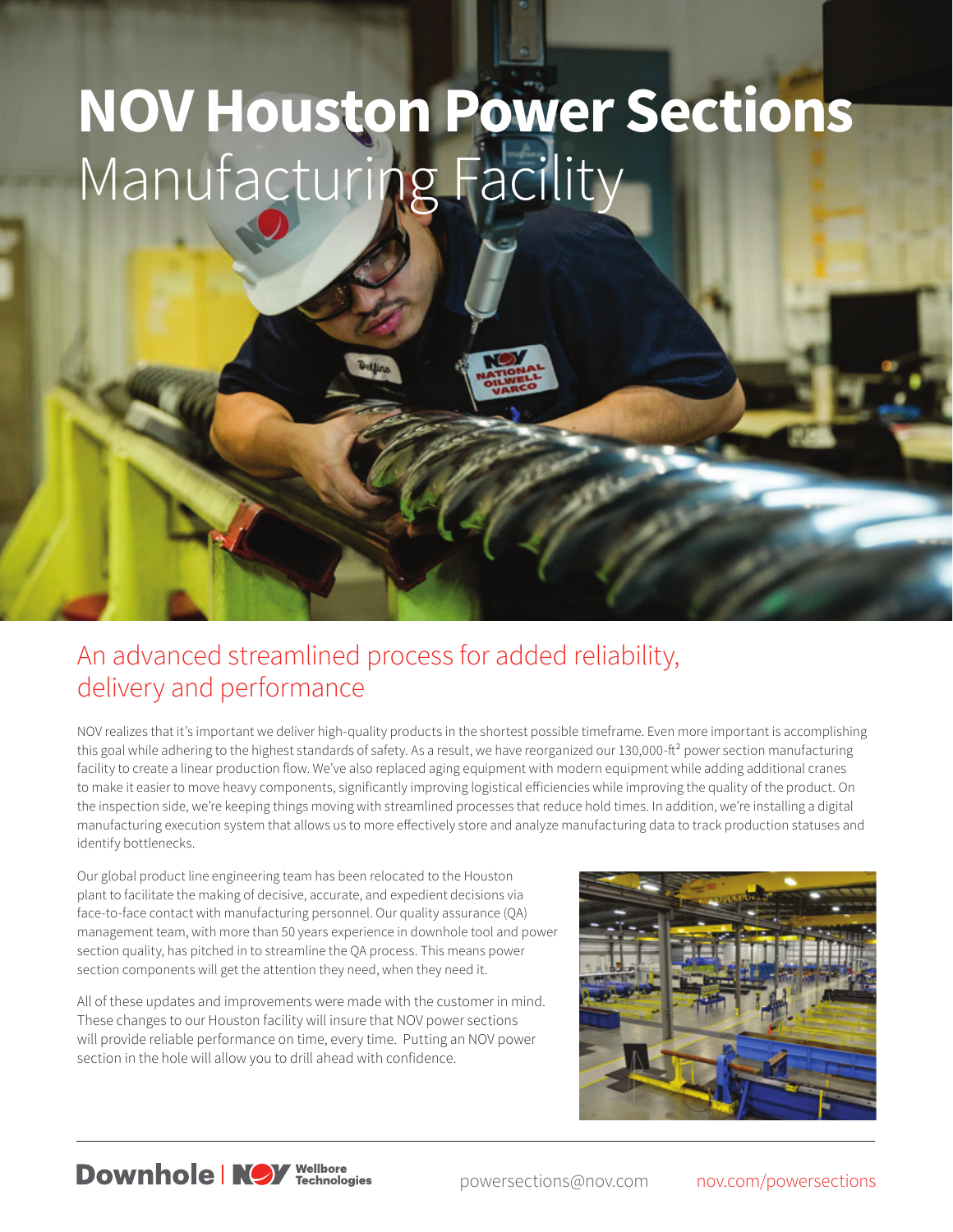# NOV Houston Power Sections Manufacturing Facility

## An advanced streamlined process for added reliability, delivery and performance

NOV realizes that it's important we deliver high-quality products in the shortest possible timeframe. Even more important is accomplishing this goal while adhering to the highest standards of safety. As a result, we have reorganized our 130,000-ft$^2$ power section manufacturing facility to create a linear production flow. We've also replaced aging equipment with modern equipment while adding additional cranes to make it easier to move heavy components, significantly improving logistical efficiencies while improving the quality of the product. On the inspection side, we're keeping things moving with streamlined processes that reduce hold times. In addition, we're installing a digital manufacturing execution system that allows us to more effectively store and analyze manufacturing data to track production statuses and identify bottlenecks.

Our global product line engineering team has been relocated to the Houston plant to facilitate the making of decisive, accurate, and expedient decisions via face-to-face contact with manufacturing personnel. Our quality assurance (QA) management team, with more than 50 years experience in downhole tool and power section quality, has pitched in to streamline the QA process. This means power section components will get the attention they need, when they need it.

All of these updates and improvements were made with the customer in mind. These changes to our Houston facility will insure that NOV power sections will provide reliable performance on time, every time. Putting an NOV power section in the hole will allow you to drill ahead with confidence.

Downhole | NOV Wellbore Technologies

powersections@nov.com nov.com/powersections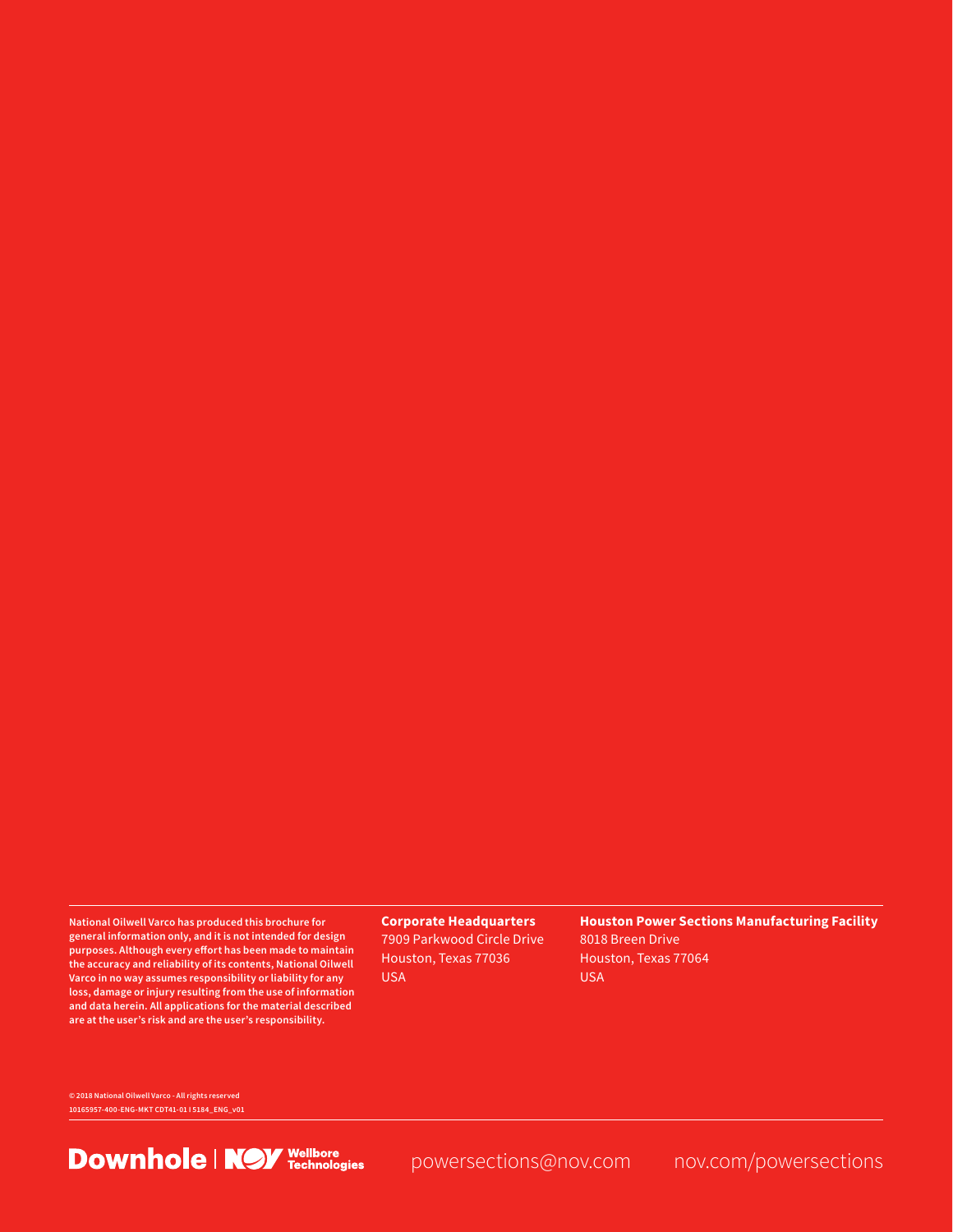**National Oilwell Varco has produced this brochure for general information only, and it is not intended for design purposes. Although every effort has been made to maintain the accuracy and reliability of its contents, National Oilwell Varco in no way assumes responsibility or liability for any loss, damage or injury resulting from the use of information and data herein. All applications for the material described are at the user's risk and are the user's responsibility.**

**Corporate Headquarters**
7909 Parkwood Circle Drive
Houston, Texas 77036
USA

**Houston Power Sections Manufacturing Facility**
8018 Breen Drive
Houston, Texas 77064
USA

© 2018 National Oilwell Varco - All rights reserved
10165957-400-ENG-MKT CDT41-01 I 5184_ENG_v01

Downhole | NOV Wellbore Technologies

powersections@nov.com

nov.com/powersections